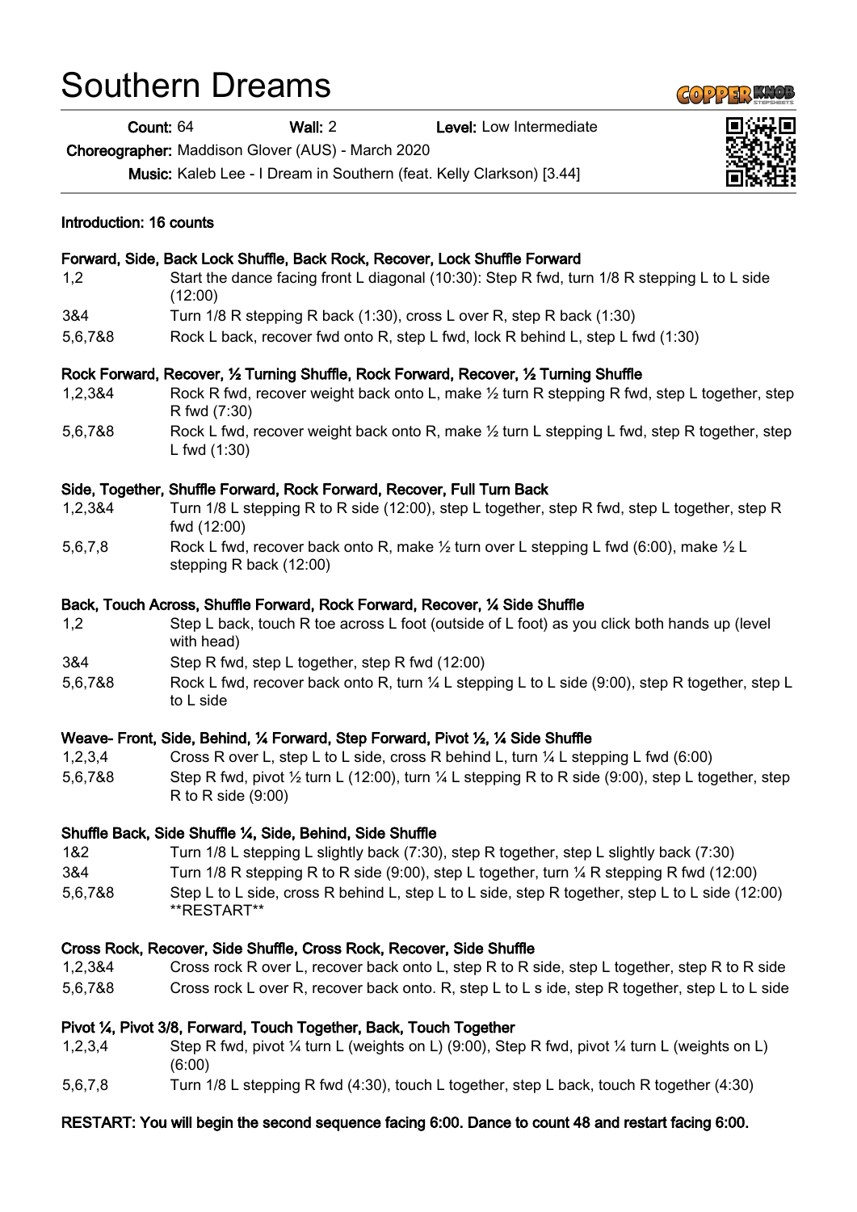# Southern Dreams

**Count:** 64 **Wall:** 2 **Level:** Low Intermediate

**Choreographer:** Maddison Glover (AUS) - March 2020

**Music:** Kaleb Lee - I Dream in Southern (feat. Kelly Clarkson) [3.44]

**Introduction: 16 counts**

**Forward, Side, Back Lock Shuffle, Back Rock, Recover, Lock Shuffle Forward**

| | |
|---|---|
| 1,2 | Start the dance facing front L diagonal (10:30): Step R fwd, turn 1/8 R stepping L to L side (12:00) |
| 3&4 | Turn 1/8 R stepping R back (1:30), cross L over R, step R back (1:30) |
| 5,6,7&8 | Rock L back, recover fwd onto R, step L fwd, lock R behind L, step L fwd (1:30) |

**Rock Forward, Recover, ½ Turning Shuffle, Rock Forward, Recover, ½ Turning Shuffle**

| | |
|---|---|
| 1,2,3&4 | Rock R fwd, recover weight back onto L, make ½ turn R stepping R fwd, step L together, step R fwd (7:30) |
| 5,6,7&8 | Rock L fwd, recover weight back onto R, make ½ turn L stepping L fwd, step R together, step L fwd (1:30) |

**Side, Together, Shuffle Forward, Rock Forward, Recover, Full Turn Back**

| | |
|---|---|
| 1,2,3&4 | Turn 1/8 L stepping R to R side (12:00), step L together, step R fwd, step L together, step R fwd (12:00) |
| 5,6,7,8 | Rock L fwd, recover back onto R, make ½ turn over L stepping L fwd (6:00), make ½ L stepping R back (12:00) |

**Back, Touch Across, Shuffle Forward, Rock Forward, Recover, ¼ Side Shuffle**

| | |
|---|---|
| 1,2 | Step L back, touch R toe across L foot (outside of L foot) as you click both hands up (level with head) |
| 3&4 | Step R fwd, step L together, step R fwd (12:00) |
| 5,6,7&8 | Rock L fwd, recover back onto R, turn ¼ L stepping L to L side (9:00), step R together, step L to L side |

**Weave- Front, Side, Behind, ¼ Forward, Step Forward, Pivot ½, ¼ Side Shuffle**

| | |
|---|---|
| 1,2,3,4 | Cross R over L, step L to L side, cross R behind L, turn ¼ L stepping L fwd (6:00) |
| 5,6,7&8 | Step R fwd, pivot ½ turn L (12:00), turn ¼ L stepping R to R side (9:00), step L together, step R to R side (9:00) |

**Shuffle Back, Side Shuffle ¼, Side, Behind, Side Shuffle**

| | |
|---|---|
| 1&2 | Turn 1/8 L stepping L slightly back (7:30), step R together, step L slightly back (7:30) |
| 3&4 | Turn 1/8 R stepping R to R side (9:00), step L together, turn ¼ R stepping R fwd (12:00) |
| 5,6,7&8 | Step L to L side, cross R behind L, step L to L side, step R together, step L to L side (12:00) **RESTART** |

**Cross Rock, Recover, Side Shuffle, Cross Rock, Recover, Side Shuffle**

| | |
|---|---|
| 1,2,3&4 | Cross rock R over L, recover back onto L, step R to R side, step L together, step R to R side |
| 5,6,7&8 | Cross rock L over R, recover back onto. R, step L to L s ide, step R together, step L to L side |

**Pivot ¼, Pivot 3/8, Forward, Touch Together, Back, Touch Together**

| | |
|---|---|
| 1,2,3,4 | Step R fwd, pivot ¼ turn L (weights on L) (9:00), Step R fwd, pivot ¼ turn L (weights on L) (6:00) |
| 5,6,7,8 | Turn 1/8 L stepping R fwd (4:30), touch L together, step L back, touch R together (4:30) |

**RESTART: You will begin the second sequence facing 6:00. Dance to count 48 and restart facing 6:00.**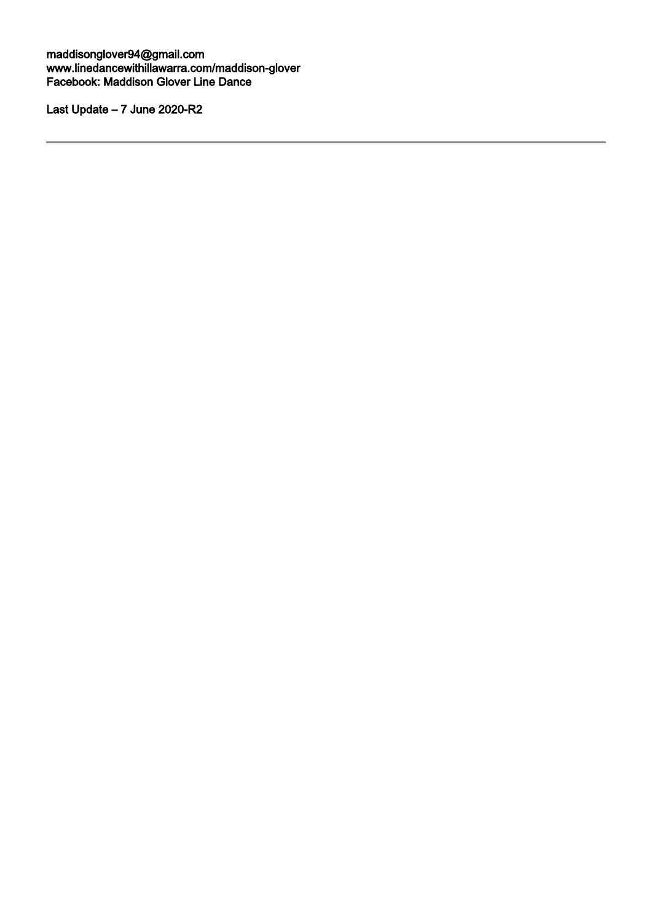maddisonglover94@gmail.com
www.linedancewithillawarra.com/maddison-glover
Facebook: Maddison Glover Line Dance

Last Update – 7 June 2020-R2

---